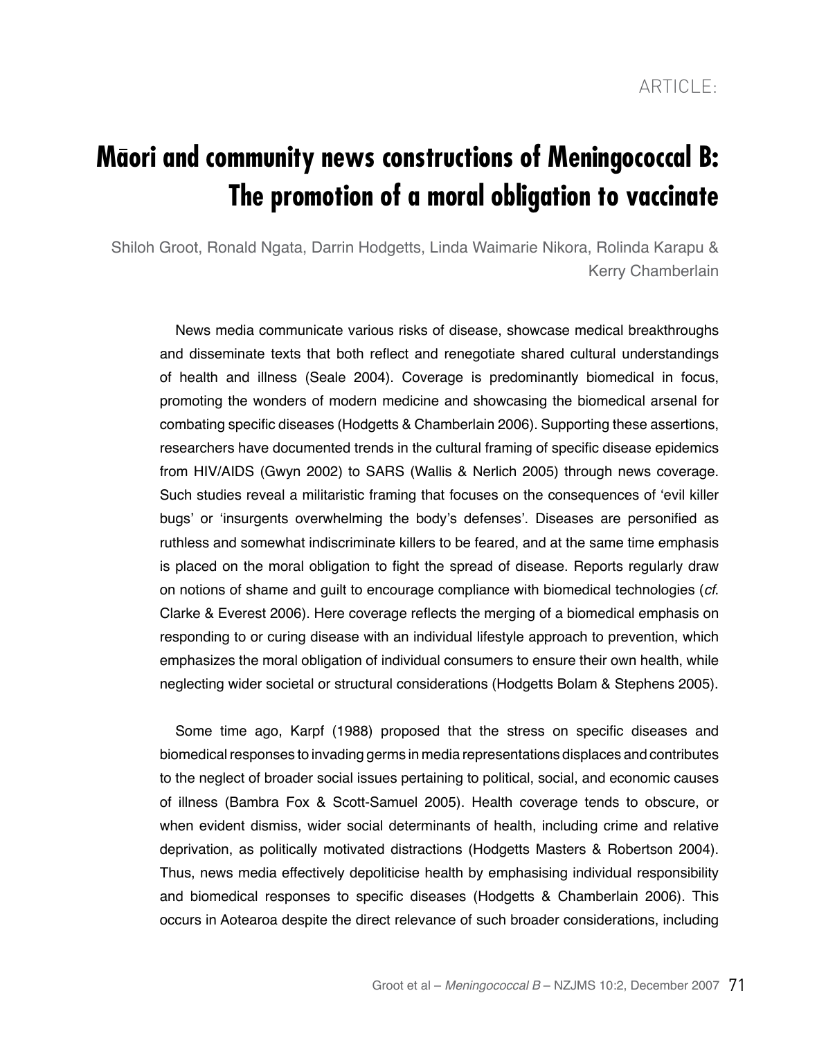ARTICLE:

# Māori and community news constructions of Meningococcal B: The promotion of a moral obligation to vaccinate

Shiloh Groot, Ronald Ngata, Darrin Hodgetts, Linda Waimarie Nikora, Rolinda Karapu & Kerry Chamberlain

News media communicate various risks of disease, showcase medical breakthroughs and disseminate texts that both reflect and renegotiate shared cultural understandings of health and illness (Seale 2004). Coverage is predominantly biomedical in focus, promoting the wonders of modern medicine and showcasing the biomedical arsenal for combating specific diseases (Hodgetts & Chamberlain 2006). Supporting these assertions, researchers have documented trends in the cultural framing of specific disease epidemics from HIV/AIDS (Gwyn 2002) to SARS (Wallis & Nerlich 2005) through news coverage. Such studies reveal a militaristic framing that focuses on the consequences of 'evil killer bugs' or 'insurgents overwhelming the body's defenses'. Diseases are personified as ruthless and somewhat indiscriminate killers to be feared, and at the same time emphasis is placed on the moral obligation to fight the spread of disease. Reports regularly draw on notions of shame and guilt to encourage compliance with biomedical technologies (*cf.* Clarke & Everest 2006). Here coverage reflects the merging of a biomedical emphasis on responding to or curing disease with an individual lifestyle approach to prevention, which emphasizes the moral obligation of individual consumers to ensure their own health, while neglecting wider societal or structural considerations (Hodgetts Bolam & Stephens 2005).

Some time ago, Karpf (1988) proposed that the stress on specific diseases and biomedical responses to invading germs in media representations displaces and contributes to the neglect of broader social issues pertaining to political, social, and economic causes of illness (Bambra Fox & Scott-Samuel 2005). Health coverage tends to obscure, or when evident dismiss, wider social determinants of health, including crime and relative deprivation, as politically motivated distractions (Hodgetts Masters & Robertson 2004). Thus, news media effectively depoliticise health by emphasising individual responsibility and biomedical responses to specific diseases (Hodgetts & Chamberlain 2006). This occurs in Aotearoa despite the direct relevance of such broader considerations, including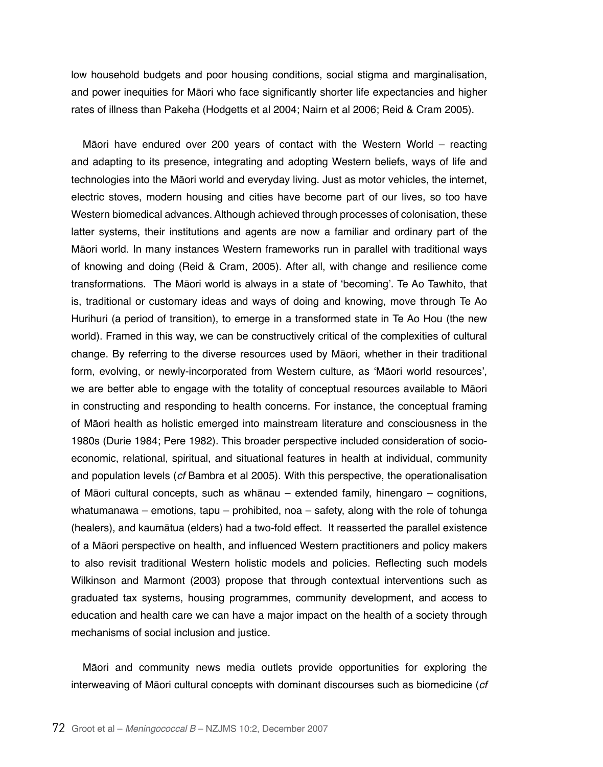low household budgets and poor housing conditions, social stigma and marginalisation, and power inequities for Māori who face significantly shorter life expectancies and higher rates of illness than Pakeha (Hodgetts et al 2004; Nairn et al 2006; Reid & Cram 2005).

Māori have endured over 200 years of contact with the Western World – reacting and adapting to its presence, integrating and adopting Western beliefs, ways of life and technologies into the Māori world and everyday living. Just as motor vehicles, the internet, electric stoves, modern housing and cities have become part of our lives, so too have Western biomedical advances. Although achieved through processes of colonisation, these latter systems, their institutions and agents are now a familiar and ordinary part of the Māori world. In many instances Western frameworks run in parallel with traditional ways of knowing and doing (Reid & Cram, 2005). After all, with change and resilience come transformations. The Māori world is always in a state of 'becoming'. Te Ao Tawhito, that is, traditional or customary ideas and ways of doing and knowing, move through Te Ao Hurihuri (a period of transition), to emerge in a transformed state in Te Ao Hou (the new world). Framed in this way, we can be constructively critical of the complexities of cultural change. By referring to the diverse resources used by Māori, whether in their traditional form, evolving, or newly-incorporated from Western culture, as 'Māori world resources', we are better able to engage with the totality of conceptual resources available to Māori in constructing and responding to health concerns. For instance, the conceptual framing of Māori health as holistic emerged into mainstream literature and consciousness in the 1980s (Durie 1984; Pere 1982). This broader perspective included consideration of socio-economic, relational, spiritual, and situational features in health at individual, community and population levels (*cf* Bambra et al 2005). With this perspective, the operationalisation of Māori cultural concepts, such as whānau – extended family, hinengaro – cognitions, whatumanawa – emotions, tapu – prohibited, noa – safety, along with the role of tohunga (healers), and kaumātua (elders) had a two-fold effect. It reasserted the parallel existence of a Māori perspective on health, and influenced Western practitioners and policy makers to also revisit traditional Western holistic models and policies. Reflecting such models Wilkinson and Marmont (2003) propose that through contextual interventions such as graduated tax systems, housing programmes, community development, and access to education and health care we can have a major impact on the health of a society through mechanisms of social inclusion and justice.

Māori and community news media outlets provide opportunities for exploring the interweaving of Māori cultural concepts with dominant discourses such as biomedicine (*cf*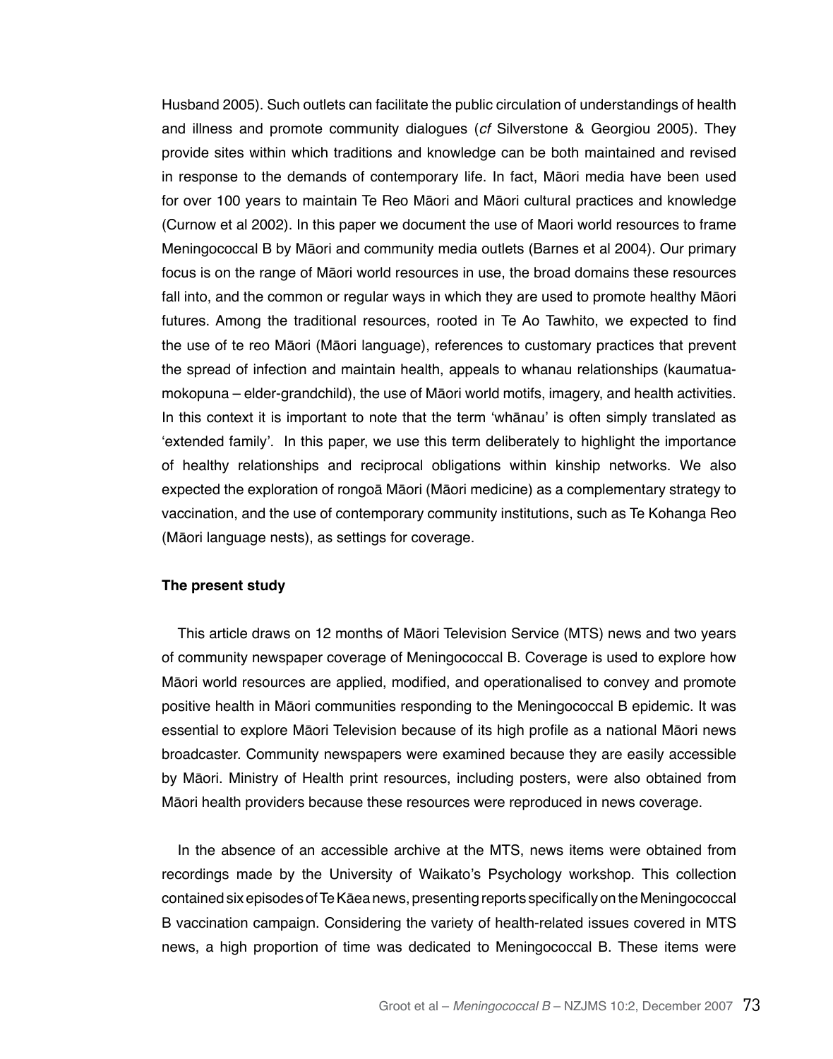Husband 2005). Such outlets can facilitate the public circulation of understandings of health and illness and promote community dialogues (*cf* Silverstone & Georgiou 2005). They provide sites within which traditions and knowledge can be both maintained and revised in response to the demands of contemporary life. In fact, Māori media have been used for over 100 years to maintain Te Reo Māori and Māori cultural practices and knowledge (Curnow et al 2002). In this paper we document the use of Maori world resources to frame Meningococcal B by Māori and community media outlets (Barnes et al 2004). Our primary focus is on the range of Māori world resources in use, the broad domains these resources fall into, and the common or regular ways in which they are used to promote healthy Māori futures. Among the traditional resources, rooted in Te Ao Tawhito, we expected to find the use of te reo Māori (Māori language), references to customary practices that prevent the spread of infection and maintain health, appeals to whanau relationships (kaumatua-mokopuna – elder-grandchild), the use of Māori world motifs, imagery, and health activities. In this context it is important to note that the term 'whānau' is often simply translated as 'extended family'. In this paper, we use this term deliberately to highlight the importance of healthy relationships and reciprocal obligations within kinship networks. We also expected the exploration of rongoā Māori (Māori medicine) as a complementary strategy to vaccination, and the use of contemporary community institutions, such as Te Kohanga Reo (Māori language nests), as settings for coverage.

**The present study**

This article draws on 12 months of Māori Television Service (MTS) news and two years of community newspaper coverage of Meningococcal B. Coverage is used to explore how Māori world resources are applied, modified, and operationalised to convey and promote positive health in Māori communities responding to the Meningococcal B epidemic. It was essential to explore Māori Television because of its high profile as a national Māori news broadcaster. Community newspapers were examined because they are easily accessible by Māori. Ministry of Health print resources, including posters, were also obtained from Māori health providers because these resources were reproduced in news coverage.

In the absence of an accessible archive at the MTS, news items were obtained from recordings made by the University of Waikato's Psychology workshop. This collection contained six episodes of Te Kāea news, presenting reports specifically on the Meningococcal B vaccination campaign. Considering the variety of health-related issues covered in MTS news, a high proportion of time was dedicated to Meningococcal B. These items were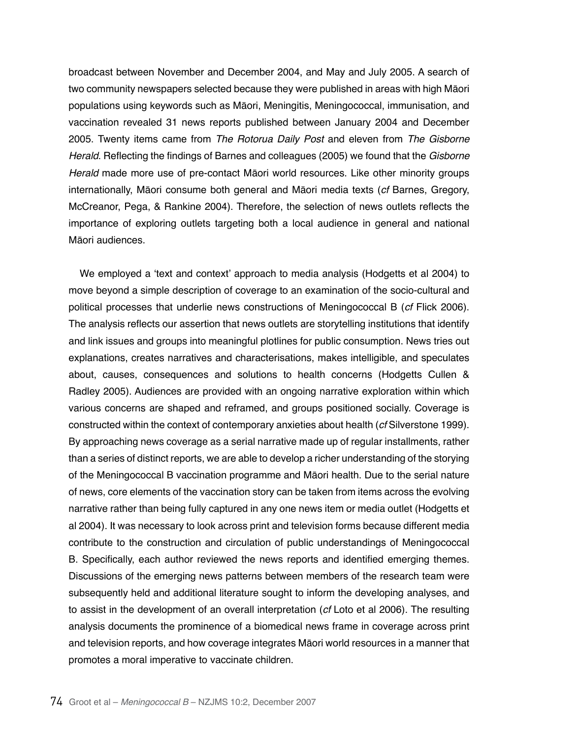broadcast between November and December 2004, and May and July 2005. A search of two community newspapers selected because they were published in areas with high Māori populations using keywords such as Māori, Meningitis, Meningococcal, immunisation, and vaccination revealed 31 news reports published between January 2004 and December 2005. Twenty items came from *The Rotorua Daily Post* and eleven from *The Gisborne Herald*. Reflecting the findings of Barnes and colleagues (2005) we found that the *Gisborne Herald* made more use of pre-contact Māori world resources. Like other minority groups internationally, Māori consume both general and Māori media texts (*cf* Barnes, Gregory, McCreanor, Pega, & Rankine 2004). Therefore, the selection of news outlets reflects the importance of exploring outlets targeting both a local audience in general and national Māori audiences.

We employed a 'text and context' approach to media analysis (Hodgetts et al 2004) to move beyond a simple description of coverage to an examination of the socio-cultural and political processes that underlie news constructions of Meningococcal B (*cf* Flick 2006). The analysis reflects our assertion that news outlets are storytelling institutions that identify and link issues and groups into meaningful plotlines for public consumption. News tries out explanations, creates narratives and characterisations, makes intelligible, and speculates about, causes, consequences and solutions to health concerns (Hodgetts Cullen & Radley 2005). Audiences are provided with an ongoing narrative exploration within which various concerns are shaped and reframed, and groups positioned socially. Coverage is constructed within the context of contemporary anxieties about health (*cf* Silverstone 1999). By approaching news coverage as a serial narrative made up of regular installments, rather than a series of distinct reports, we are able to develop a richer understanding of the storying of the Meningococcal B vaccination programme and Māori health. Due to the serial nature of news, core elements of the vaccination story can be taken from items across the evolving narrative rather than being fully captured in any one news item or media outlet (Hodgetts et al 2004). It was necessary to look across print and television forms because different media contribute to the construction and circulation of public understandings of Meningococcal B. Specifically, each author reviewed the news reports and identified emerging themes. Discussions of the emerging news patterns between members of the research team were subsequently held and additional literature sought to inform the developing analyses, and to assist in the development of an overall interpretation (*cf* Loto et al 2006). The resulting analysis documents the prominence of a biomedical news frame in coverage across print and television reports, and how coverage integrates Māori world resources in a manner that promotes a moral imperative to vaccinate children.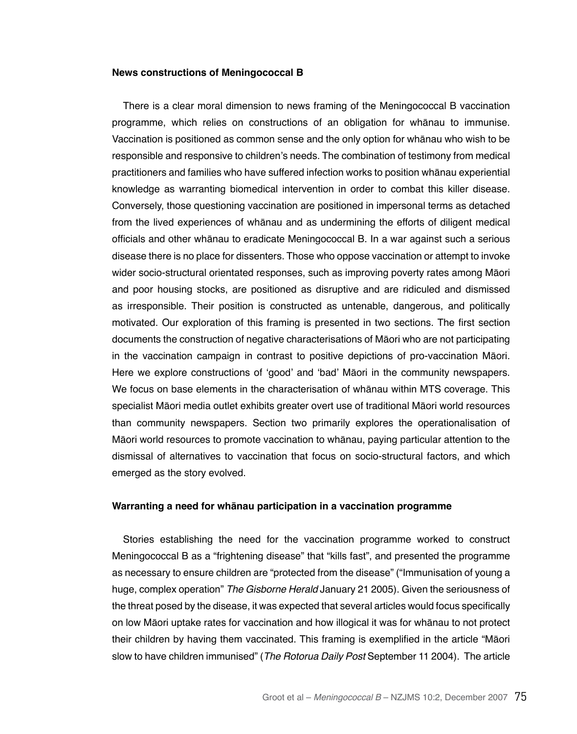**News constructions of Meningococcal B**

There is a clear moral dimension to news framing of the Meningococcal B vaccination programme, which relies on constructions of an obligation for whānau to immunise. Vaccination is positioned as common sense and the only option for whānau who wish to be responsible and responsive to children's needs. The combination of testimony from medical practitioners and families who have suffered infection works to position whānau experiential knowledge as warranting biomedical intervention in order to combat this killer disease. Conversely, those questioning vaccination are positioned in impersonal terms as detached from the lived experiences of whānau and as undermining the efforts of diligent medical officials and other whānau to eradicate Meningococcal B. In a war against such a serious disease there is no place for dissenters. Those who oppose vaccination or attempt to invoke wider socio-structural orientated responses, such as improving poverty rates among Māori and poor housing stocks, are positioned as disruptive and are ridiculed and dismissed as irresponsible. Their position is constructed as untenable, dangerous, and politically motivated. Our exploration of this framing is presented in two sections. The first section documents the construction of negative characterisations of Māori who are not participating in the vaccination campaign in contrast to positive depictions of pro-vaccination Māori. Here we explore constructions of 'good' and 'bad' Māori in the community newspapers. We focus on base elements in the characterisation of whānau within MTS coverage. This specialist Māori media outlet exhibits greater overt use of traditional Māori world resources than community newspapers. Section two primarily explores the operationalisation of Māori world resources to promote vaccination to whānau, paying particular attention to the dismissal of alternatives to vaccination that focus on socio-structural factors, and which emerged as the story evolved.

**Warranting a need for whānau participation in a vaccination programme**

Stories establishing the need for the vaccination programme worked to construct Meningococcal B as a "frightening disease" that "kills fast", and presented the programme as necessary to ensure children are "protected from the disease" ("Immunisation of young a huge, complex operation" *The Gisborne Herald* January 21 2005). Given the seriousness of the threat posed by the disease, it was expected that several articles would focus specifically on low Māori uptake rates for vaccination and how illogical it was for whānau to not protect their children by having them vaccinated. This framing is exemplified in the article "Māori slow to have children immunised" (*The Rotorua Daily Post* September 11 2004). The article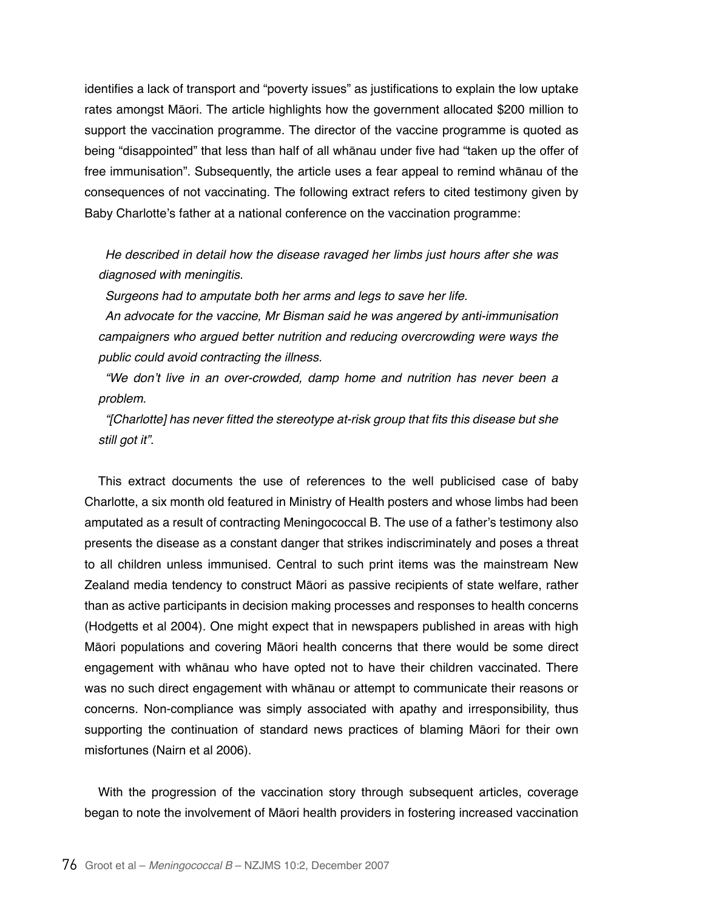identifies a lack of transport and "poverty issues" as justifications to explain the low uptake rates amongst Māori. The article highlights how the government allocated $200 million to support the vaccination programme. The director of the vaccine programme is quoted as being "disappointed" that less than half of all whānau under five had "taken up the offer of free immunisation". Subsequently, the article uses a fear appeal to remind whānau of the consequences of not vaccinating. The following extract refers to cited testimony given by Baby Charlotte's father at a national conference on the vaccination programme:

> *He described in detail how the disease ravaged her limbs just hours after she was diagnosed with meningitis.*
>
> *Surgeons had to amputate both her arms and legs to save her life.*
>
> *An advocate for the vaccine, Mr Bisman said he was angered by anti-immunisation campaigners who argued better nutrition and reducing overcrowding were ways the public could avoid contracting the illness.*
>
> *"We don't live in an over-crowded, damp home and nutrition has never been a problem.*
>
> *"[Charlotte] has never fitted the stereotype at-risk group that fits this disease but she still got it".*

This extract documents the use of references to the well publicised case of baby Charlotte, a six month old featured in Ministry of Health posters and whose limbs had been amputated as a result of contracting Meningococcal B. The use of a father's testimony also presents the disease as a constant danger that strikes indiscriminately and poses a threat to all children unless immunised. Central to such print items was the mainstream New Zealand media tendency to construct Māori as passive recipients of state welfare, rather than as active participants in decision making processes and responses to health concerns (Hodgetts et al 2004). One might expect that in newspapers published in areas with high Māori populations and covering Māori health concerns that there would be some direct engagement with whānau who have opted not to have their children vaccinated. There was no such direct engagement with whānau or attempt to communicate their reasons or concerns. Non-compliance was simply associated with apathy and irresponsibility, thus supporting the continuation of standard news practices of blaming Māori for their own misfortunes (Nairn et al 2006).

With the progression of the vaccination story through subsequent articles, coverage began to note the involvement of Māori health providers in fostering increased vaccination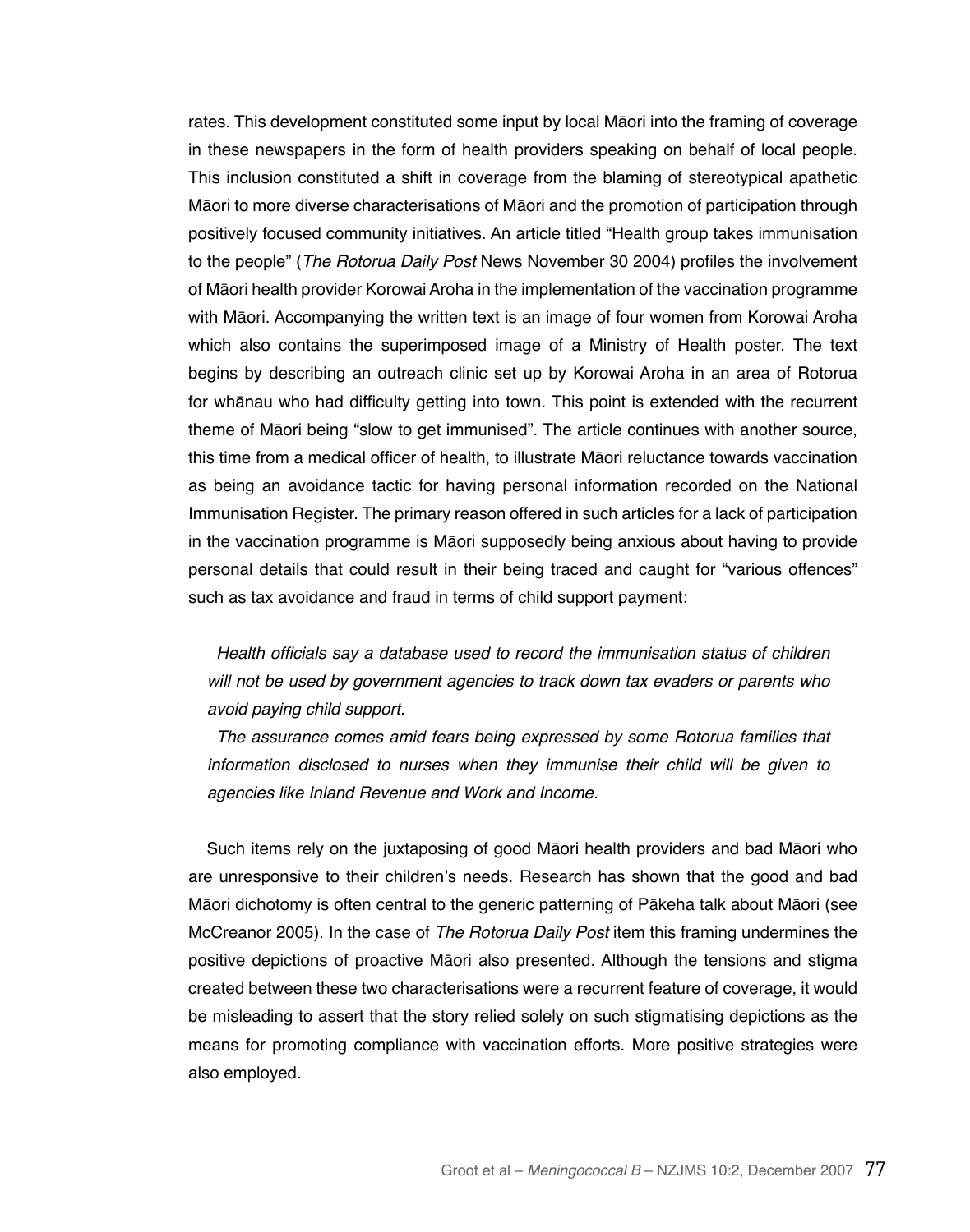rates. This development constituted some input by local Māori into the framing of coverage in these newspapers in the form of health providers speaking on behalf of local people. This inclusion constituted a shift in coverage from the blaming of stereotypical apathetic Māori to more diverse characterisations of Māori and the promotion of participation through positively focused community initiatives. An article titled "Health group takes immunisation to the people" (*The Rotorua Daily Post* News November 30 2004) profiles the involvement of Māori health provider Korowai Aroha in the implementation of the vaccination programme with Māori. Accompanying the written text is an image of four women from Korowai Aroha which also contains the superimposed image of a Ministry of Health poster. The text begins by describing an outreach clinic set up by Korowai Aroha in an area of Rotorua for whānau who had difficulty getting into town. This point is extended with the recurrent theme of Māori being "slow to get immunised". The article continues with another source, this time from a medical officer of health, to illustrate Māori reluctance towards vaccination as being an avoidance tactic for having personal information recorded on the National Immunisation Register. The primary reason offered in such articles for a lack of participation in the vaccination programme is Māori supposedly being anxious about having to provide personal details that could result in their being traced and caught for "various offences" such as tax avoidance and fraud in terms of child support payment:

> *Health officials say a database used to record the immunisation status of children will not be used by government agencies to track down tax evaders or parents who avoid paying child support.*
>
> *The assurance comes amid fears being expressed by some Rotorua families that information disclosed to nurses when they immunise their child will be given to agencies like Inland Revenue and Work and Income.*

Such items rely on the juxtaposing of good Māori health providers and bad Māori who are unresponsive to their children's needs. Research has shown that the good and bad Māori dichotomy is often central to the generic patterning of Pākeha talk about Māori (see McCreanor 2005). In the case of *The Rotorua Daily Post* item this framing undermines the positive depictions of proactive Māori also presented. Although the tensions and stigma created between these two characterisations were a recurrent feature of coverage, it would be misleading to assert that the story relied solely on such stigmatising depictions as the means for promoting compliance with vaccination efforts. More positive strategies were also employed.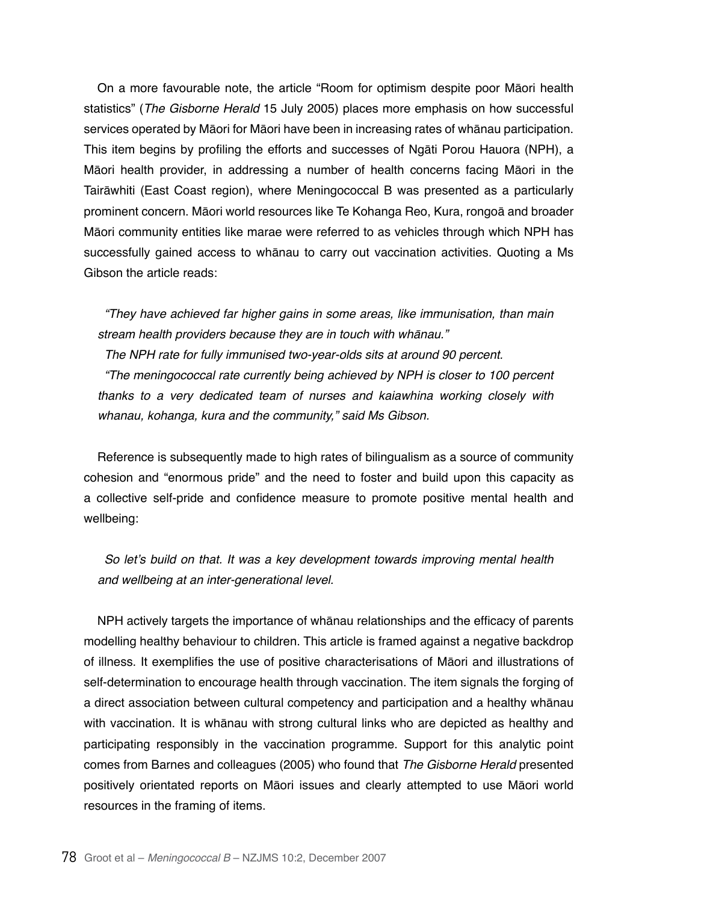On a more favourable note, the article "Room for optimism despite poor Māori health statistics" (*The Gisborne Herald* 15 July 2005) places more emphasis on how successful services operated by Māori for Māori have been in increasing rates of whānau participation. This item begins by profiling the efforts and successes of Ngāti Porou Hauora (NPH), a Māori health provider, in addressing a number of health concerns facing Māori in the Tairāwhiti (East Coast region), where Meningococcal B was presented as a particularly prominent concern. Māori world resources like Te Kohanga Reo, Kura, rongoā and broader Māori community entities like marae were referred to as vehicles through which NPH has successfully gained access to whānau to carry out vaccination activities. Quoting a Ms Gibson the article reads:

> *"They have achieved far higher gains in some areas, like immunisation, than main stream health providers because they are in touch with whānau."*
>
> *The NPH rate for fully immunised two-year-olds sits at around 90 percent.*
>
> *"The meningococcal rate currently being achieved by NPH is closer to 100 percent thanks to a very dedicated team of nurses and kaiawhina working closely with whanau, kohanga, kura and the community," said Ms Gibson.*

Reference is subsequently made to high rates of bilingualism as a source of community cohesion and "enormous pride" and the need to foster and build upon this capacity as a collective self-pride and confidence measure to promote positive mental health and wellbeing:

> *So let's build on that. It was a key development towards improving mental health and wellbeing at an inter-generational level.*

NPH actively targets the importance of whānau relationships and the efficacy of parents modelling healthy behaviour to children. This article is framed against a negative backdrop of illness. It exemplifies the use of positive characterisations of Māori and illustrations of self-determination to encourage health through vaccination. The item signals the forging of a direct association between cultural competency and participation and a healthy whānau with vaccination. It is whānau with strong cultural links who are depicted as healthy and participating responsibly in the vaccination programme. Support for this analytic point comes from Barnes and colleagues (2005) who found that *The Gisborne Herald* presented positively orientated reports on Māori issues and clearly attempted to use Māori world resources in the framing of items.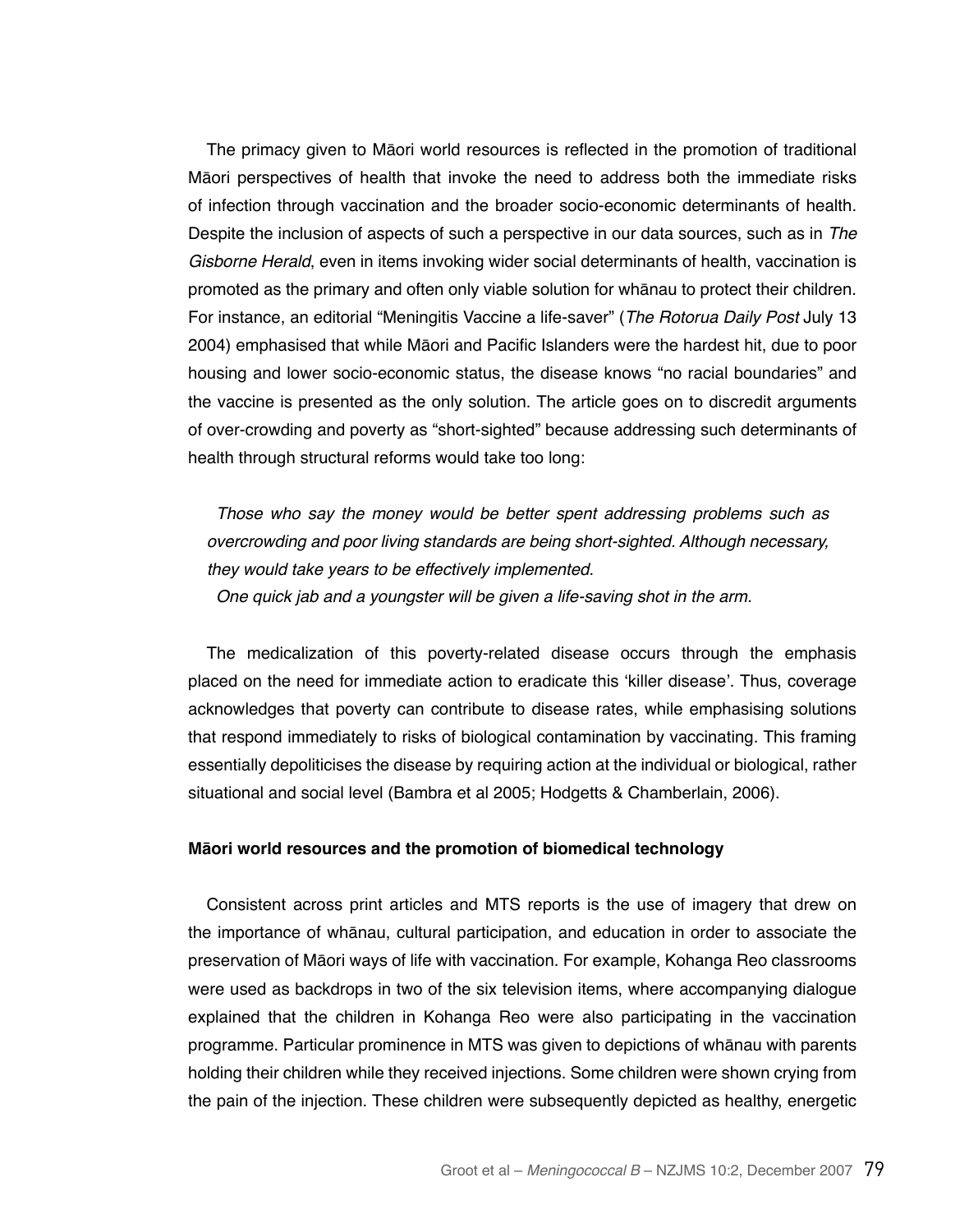The primacy given to Māori world resources is reflected in the promotion of traditional Māori perspectives of health that invoke the need to address both the immediate risks of infection through vaccination and the broader socio-economic determinants of health. Despite the inclusion of aspects of such a perspective in our data sources, such as in *The Gisborne Herald*, even in items invoking wider social determinants of health, vaccination is promoted as the primary and often only viable solution for whānau to protect their children. For instance, an editorial "Meningitis Vaccine a life-saver" (*The Rotorua Daily Post* July 13 2004) emphasised that while Māori and Pacific Islanders were the hardest hit, due to poor housing and lower socio-economic status, the disease knows "no racial boundaries" and the vaccine is presented as the only solution. The article goes on to discredit arguments of over-crowding and poverty as "short-sighted" because addressing such determinants of health through structural reforms would take too long:

> *Those who say the money would be better spent addressing problems such as overcrowding and poor living standards are being short-sighted. Although necessary, they would take years to be effectively implemented.*
>
> *One quick jab and a youngster will be given a life-saving shot in the arm.*

The medicalization of this poverty-related disease occurs through the emphasis placed on the need for immediate action to eradicate this 'killer disease'. Thus, coverage acknowledges that poverty can contribute to disease rates, while emphasising solutions that respond immediately to risks of biological contamination by vaccinating. This framing essentially depoliticises the disease by requiring action at the individual or biological, rather situational and social level (Bambra et al 2005; Hodgetts & Chamberlain, 2006).

**Māori world resources and the promotion of biomedical technology**

Consistent across print articles and MTS reports is the use of imagery that drew on the importance of whānau, cultural participation, and education in order to associate the preservation of Māori ways of life with vaccination. For example, Kohanga Reo classrooms were used as backdrops in two of the six television items, where accompanying dialogue explained that the children in Kohanga Reo were also participating in the vaccination programme. Particular prominence in MTS was given to depictions of whānau with parents holding their children while they received injections. Some children were shown crying from the pain of the injection. These children were subsequently depicted as healthy, energetic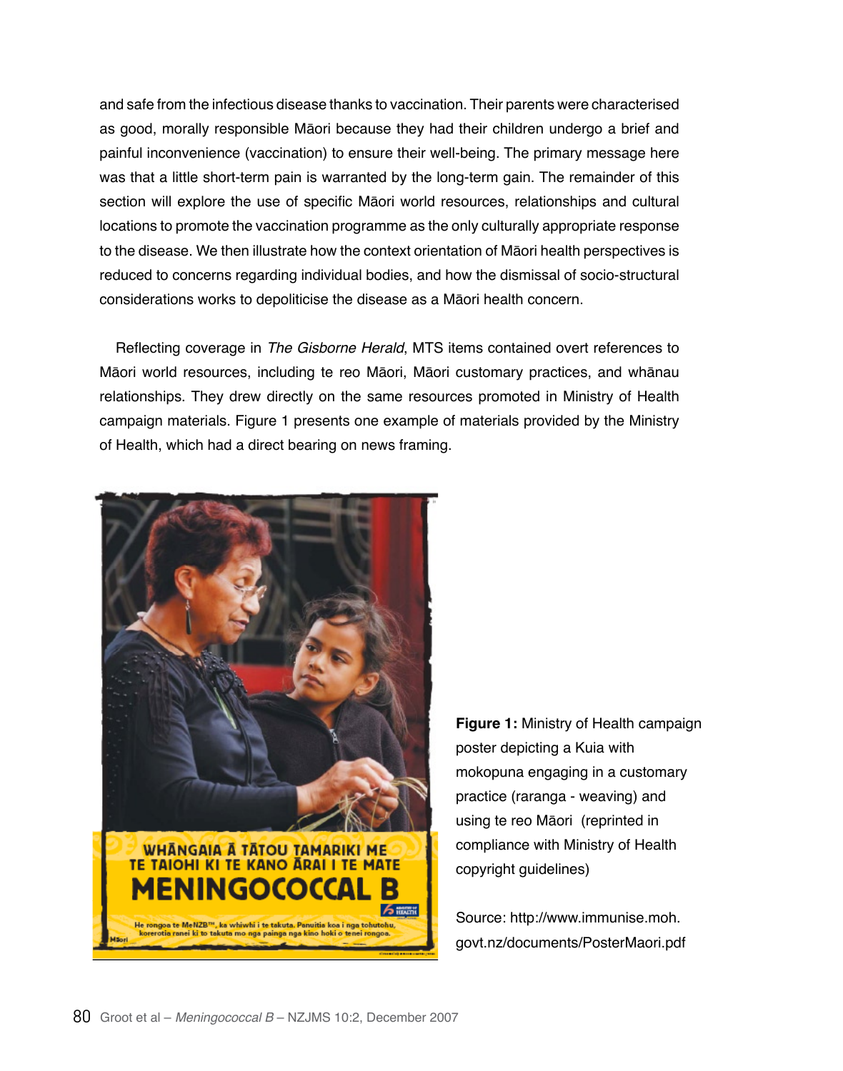and safe from the infectious disease thanks to vaccination. Their parents were characterised as good, morally responsible Māori because they had their children undergo a brief and painful inconvenience (vaccination) to ensure their well-being. The primary message here was that a little short-term pain is warranted by the long-term gain. The remainder of this section will explore the use of specific Māori world resources, relationships and cultural locations to promote the vaccination programme as the only culturally appropriate response to the disease. We then illustrate how the context orientation of Māori health perspectives is reduced to concerns regarding individual bodies, and how the dismissal of socio-structural considerations works to depoliticise the disease as a Māori health concern.

Reflecting coverage in *The Gisborne Herald*, MTS items contained overt references to Māori world resources, including te reo Māori, Māori customary practices, and whānau relationships. They drew directly on the same resources promoted in Ministry of Health campaign materials. Figure 1 presents one example of materials provided by the Ministry of Health, which had a direct bearing on news framing.

**Figure 1:** Ministry of Health campaign poster depicting a Kuia with mokopuna engaging in a customary practice (raranga - weaving) and using te reo Māori (reprinted in compliance with Ministry of Health copyright guidelines)

Source: http://www.immunise.moh.govt.nz/documents/PosterMaori.pdf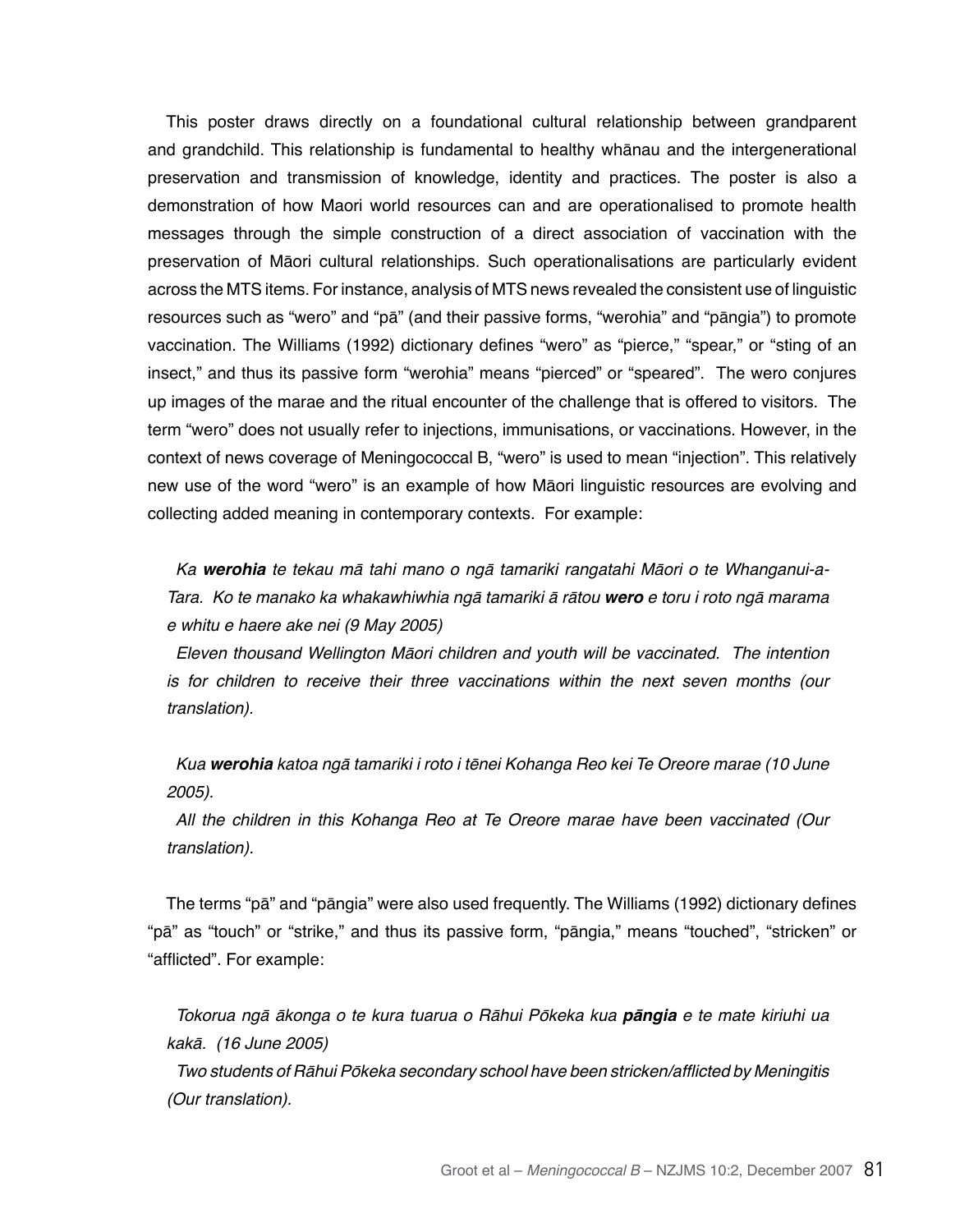This poster draws directly on a foundational cultural relationship between grandparent and grandchild. This relationship is fundamental to healthy whānau and the intergenerational preservation and transmission of knowledge, identity and practices. The poster is also a demonstration of how Maori world resources can and are operationalised to promote health messages through the simple construction of a direct association of vaccination with the preservation of Māori cultural relationships. Such operationalisations are particularly evident across the MTS items. For instance, analysis of MTS news revealed the consistent use of linguistic resources such as "wero" and "pā" (and their passive forms, "werohia" and "pāngia") to promote vaccination. The Williams (1992) dictionary defines "wero" as "pierce," "spear," or "sting of an insect," and thus its passive form "werohia" means "pierced" or "speared". The wero conjures up images of the marae and the ritual encounter of the challenge that is offered to visitors. The term "wero" does not usually refer to injections, immunisations, or vaccinations. However, in the context of news coverage of Meningococcal B, "wero" is used to mean "injection". This relatively new use of the word "wero" is an example of how Māori linguistic resources are evolving and collecting added meaning in contemporary contexts. For example:

> *Ka **werohia** te tekau mā tahi mano o ngā tamariki rangatahi Māori o te Whanganui-a-Tara. Ko te manako ka whakawhiwhia ngā tamariki ā rātou **wero** e toru i roto ngā marama e whitu e haere ake nei (9 May 2005)*
>
> *Eleven thousand Wellington Māori children and youth will be vaccinated. The intention is for children to receive their three vaccinations within the next seven months (our translation).*

> *Kua **werohia** katoa ngā tamariki i roto i tēnei Kohanga Reo kei Te Oreore marae (10 June 2005).*
>
> *All the children in this Kohanga Reo at Te Oreore marae have been vaccinated (Our translation).*

The terms "pā" and "pāngia" were also used frequently. The Williams (1992) dictionary defines "pā" as "touch" or "strike," and thus its passive form, "pāngia," means "touched", "stricken" or "afflicted". For example:

> *Tokorua ngā ākonga o te kura tuarua o Rāhui Pōkeka kua **pāngia** e te mate kiriuhi ua kakā. (16 June 2005)*
>
> *Two students of Rāhui Pōkeka secondary school have been stricken/afflicted by Meningitis (Our translation).*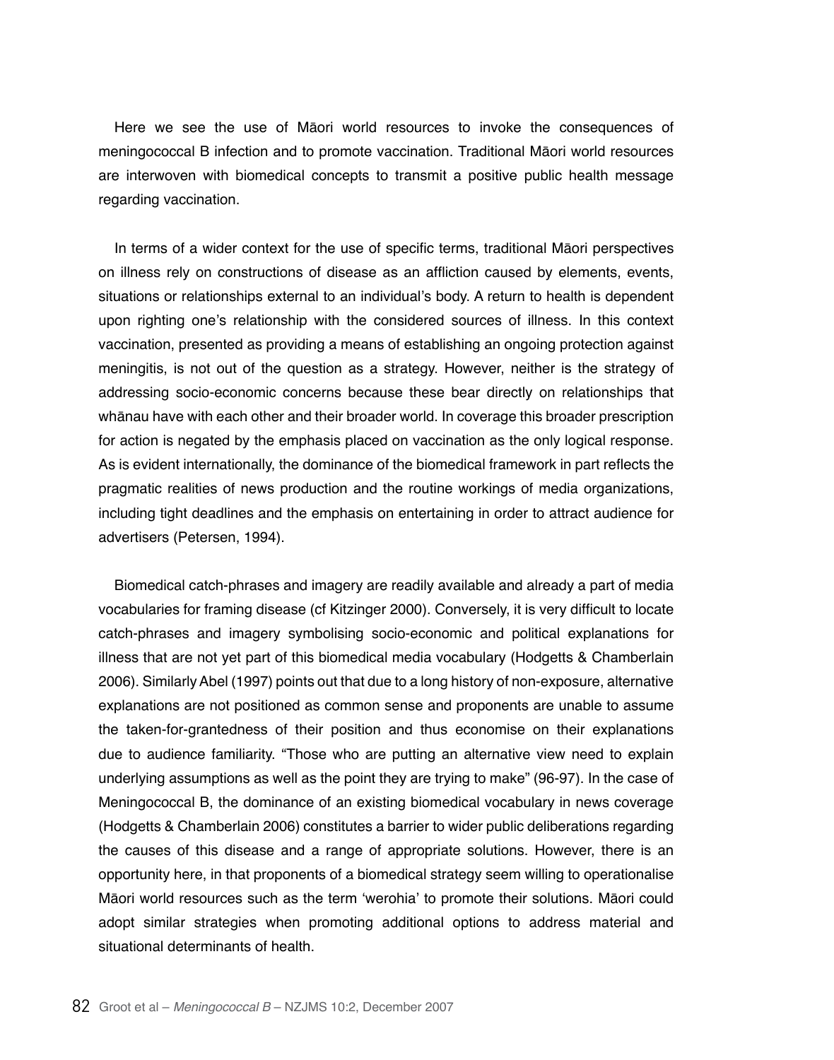Here we see the use of Māori world resources to invoke the consequences of meningococcal B infection and to promote vaccination. Traditional Māori world resources are interwoven with biomedical concepts to transmit a positive public health message regarding vaccination.

In terms of a wider context for the use of specific terms, traditional Māori perspectives on illness rely on constructions of disease as an affliction caused by elements, events, situations or relationships external to an individual's body. A return to health is dependent upon righting one's relationship with the considered sources of illness. In this context vaccination, presented as providing a means of establishing an ongoing protection against meningitis, is not out of the question as a strategy. However, neither is the strategy of addressing socio-economic concerns because these bear directly on relationships that whānau have with each other and their broader world. In coverage this broader prescription for action is negated by the emphasis placed on vaccination as the only logical response. As is evident internationally, the dominance of the biomedical framework in part reflects the pragmatic realities of news production and the routine workings of media organizations, including tight deadlines and the emphasis on entertaining in order to attract audience for advertisers (Petersen, 1994).

Biomedical catch-phrases and imagery are readily available and already a part of media vocabularies for framing disease (cf Kitzinger 2000). Conversely, it is very difficult to locate catch-phrases and imagery symbolising socio-economic and political explanations for illness that are not yet part of this biomedical media vocabulary (Hodgetts & Chamberlain 2006). Similarly Abel (1997) points out that due to a long history of non-exposure, alternative explanations are not positioned as common sense and proponents are unable to assume the taken-for-grantedness of their position and thus economise on their explanations due to audience familiarity. "Those who are putting an alternative view need to explain underlying assumptions as well as the point they are trying to make" (96-97). In the case of Meningococcal B, the dominance of an existing biomedical vocabulary in news coverage (Hodgetts & Chamberlain 2006) constitutes a barrier to wider public deliberations regarding the causes of this disease and a range of appropriate solutions. However, there is an opportunity here, in that proponents of a biomedical strategy seem willing to operationalise Māori world resources such as the term 'werohia' to promote their solutions. Māori could adopt similar strategies when promoting additional options to address material and situational determinants of health.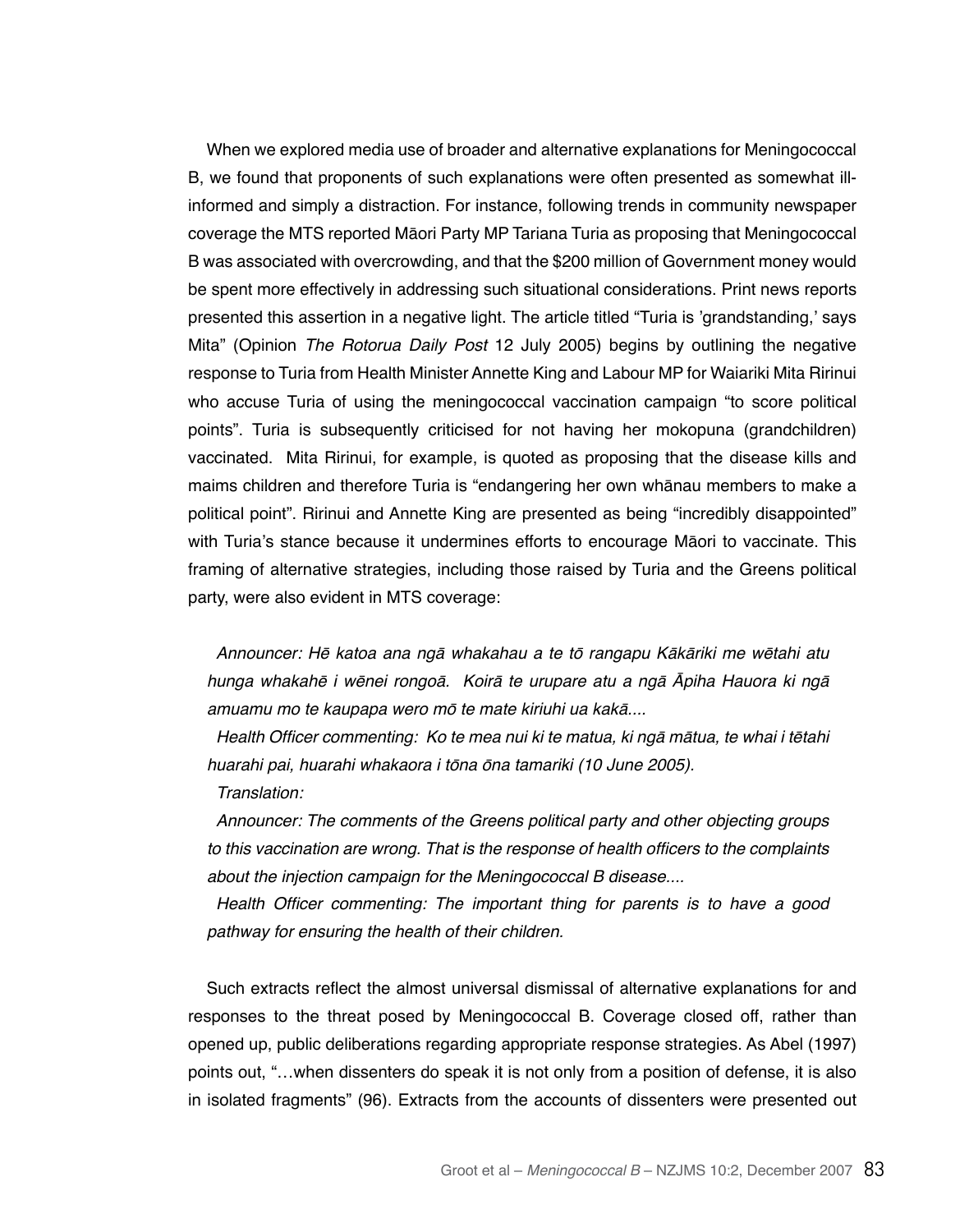When we explored media use of broader and alternative explanations for Meningococcal B, we found that proponents of such explanations were often presented as somewhat ill-informed and simply a distraction. For instance, following trends in community newspaper coverage the MTS reported Māori Party MP Tariana Turia as proposing that Meningococcal B was associated with overcrowding, and that the $200 million of Government money would be spent more effectively in addressing such situational considerations. Print news reports presented this assertion in a negative light. The article titled "Turia is 'grandstanding,' says Mita" (Opinion *The Rotorua Daily Post* 12 July 2005) begins by outlining the negative response to Turia from Health Minister Annette King and Labour MP for Waiariki Mita Ririnui who accuse Turia of using the meningococcal vaccination campaign "to score political points". Turia is subsequently criticised for not having her mokopuna (grandchildren) vaccinated. Mita Ririnui, for example, is quoted as proposing that the disease kills and maims children and therefore Turia is "endangering her own whānau members to make a political point". Ririnui and Annette King are presented as being "incredibly disappointed" with Turia's stance because it undermines efforts to encourage Māori to vaccinate. This framing of alternative strategies, including those raised by Turia and the Greens political party, were also evident in MTS coverage:

> *Announcer: Hē katoa ana ngā whakahau a te tō rangapu Kākāriki me wētahi atu hunga whakahē i wēnei rongoā. Koirā te urupare atu a ngā Āpiha Hauora ki ngā amuamu mo te kaupapa wero mō te mate kiriuhi ua kakā....*
>
> *Health Officer commenting: Ko te mea nui ki te matua, ki ngā mātua, te whai i tētahi huarahi pai, huarahi whakaora i tōna ōna tamariki (10 June 2005).*
>
> *Translation:*
>
> *Announcer: The comments of the Greens political party and other objecting groups to this vaccination are wrong. That is the response of health officers to the complaints about the injection campaign for the Meningococcal B disease....*
>
> *Health Officer commenting: The important thing for parents is to have a good pathway for ensuring the health of their children.*

Such extracts reflect the almost universal dismissal of alternative explanations for and responses to the threat posed by Meningococcal B. Coverage closed off, rather than opened up, public deliberations regarding appropriate response strategies. As Abel (1997) points out, "…when dissenters do speak it is not only from a position of defense, it is also in isolated fragments" (96). Extracts from the accounts of dissenters were presented out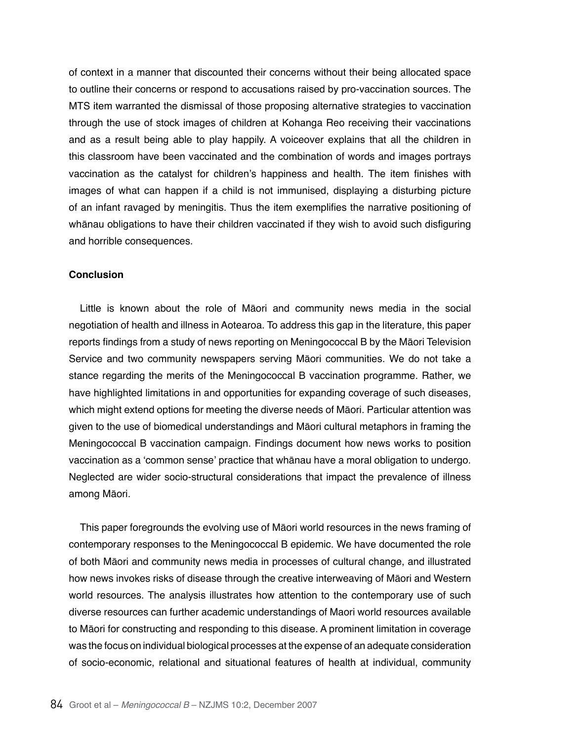of context in a manner that discounted their concerns without their being allocated space to outline their concerns or respond to accusations raised by pro-vaccination sources. The MTS item warranted the dismissal of those proposing alternative strategies to vaccination through the use of stock images of children at Kohanga Reo receiving their vaccinations and as a result being able to play happily. A voiceover explains that all the children in this classroom have been vaccinated and the combination of words and images portrays vaccination as the catalyst for children's happiness and health. The item finishes with images of what can happen if a child is not immunised, displaying a disturbing picture of an infant ravaged by meningitis. Thus the item exemplifies the narrative positioning of whānau obligations to have their children vaccinated if they wish to avoid such disfiguring and horrible consequences.

**Conclusion**

Little is known about the role of Māori and community news media in the social negotiation of health and illness in Aotearoa. To address this gap in the literature, this paper reports findings from a study of news reporting on Meningococcal B by the Māori Television Service and two community newspapers serving Māori communities. We do not take a stance regarding the merits of the Meningococcal B vaccination programme. Rather, we have highlighted limitations in and opportunities for expanding coverage of such diseases, which might extend options for meeting the diverse needs of Māori. Particular attention was given to the use of biomedical understandings and Māori cultural metaphors in framing the Meningococcal B vaccination campaign. Findings document how news works to position vaccination as a 'common sense' practice that whānau have a moral obligation to undergo. Neglected are wider socio-structural considerations that impact the prevalence of illness among Māori.

This paper foregrounds the evolving use of Māori world resources in the news framing of contemporary responses to the Meningococcal B epidemic. We have documented the role of both Māori and community news media in processes of cultural change, and illustrated how news invokes risks of disease through the creative interweaving of Māori and Western world resources. The analysis illustrates how attention to the contemporary use of such diverse resources can further academic understandings of Maori world resources available to Māori for constructing and responding to this disease. A prominent limitation in coverage was the focus on individual biological processes at the expense of an adequate consideration of socio-economic, relational and situational features of health at individual, community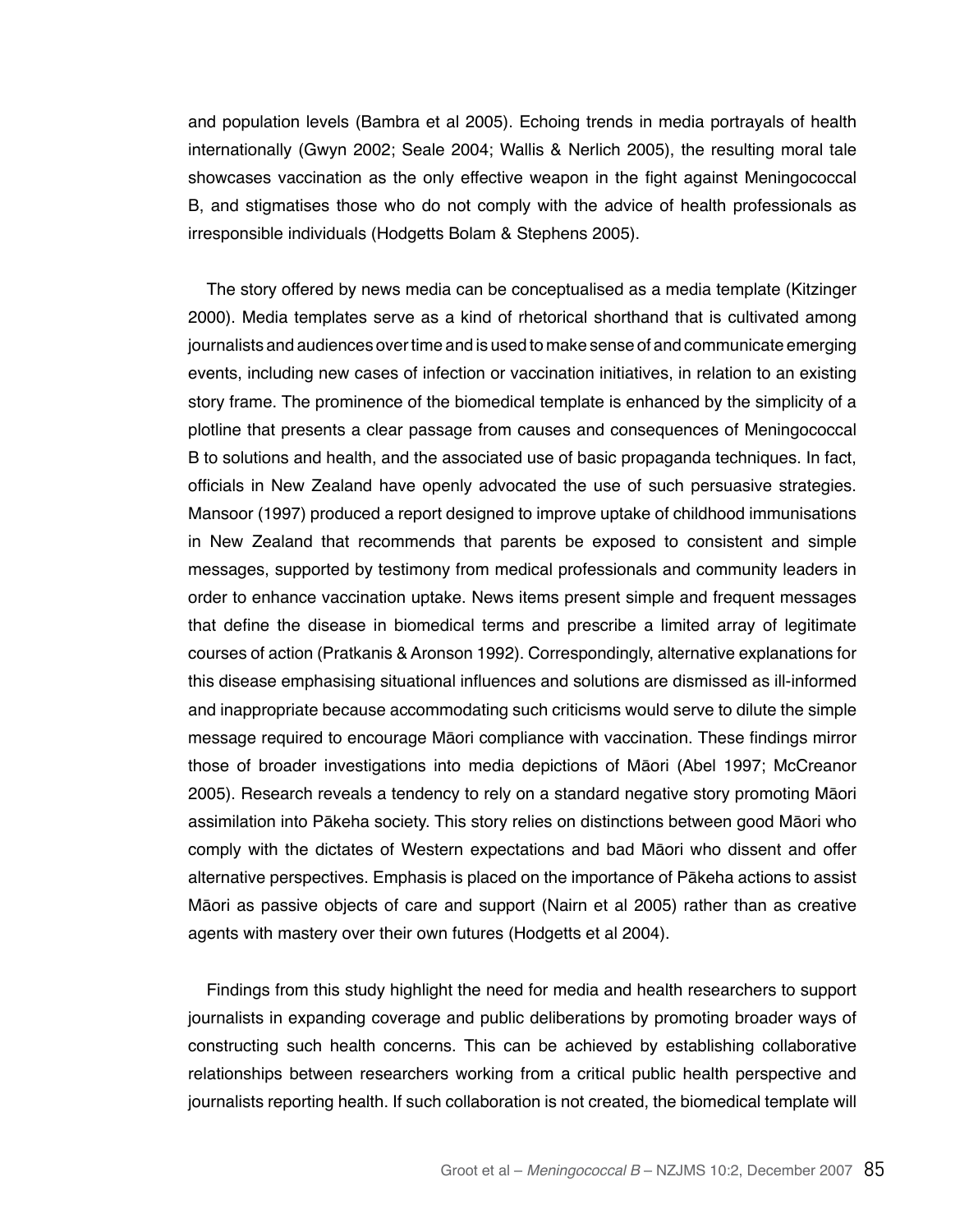and population levels (Bambra et al 2005). Echoing trends in media portrayals of health internationally (Gwyn 2002; Seale 2004; Wallis & Nerlich 2005), the resulting moral tale showcases vaccination as the only effective weapon in the fight against Meningococcal B, and stigmatises those who do not comply with the advice of health professionals as irresponsible individuals (Hodgetts Bolam & Stephens 2005).

The story offered by news media can be conceptualised as a media template (Kitzinger 2000). Media templates serve as a kind of rhetorical shorthand that is cultivated among journalists and audiences over time and is used to make sense of and communicate emerging events, including new cases of infection or vaccination initiatives, in relation to an existing story frame. The prominence of the biomedical template is enhanced by the simplicity of a plotline that presents a clear passage from causes and consequences of Meningococcal B to solutions and health, and the associated use of basic propaganda techniques. In fact, officials in New Zealand have openly advocated the use of such persuasive strategies. Mansoor (1997) produced a report designed to improve uptake of childhood immunisations in New Zealand that recommends that parents be exposed to consistent and simple messages, supported by testimony from medical professionals and community leaders in order to enhance vaccination uptake. News items present simple and frequent messages that define the disease in biomedical terms and prescribe a limited array of legitimate courses of action (Pratkanis & Aronson 1992). Correspondingly, alternative explanations for this disease emphasising situational influences and solutions are dismissed as ill-informed and inappropriate because accommodating such criticisms would serve to dilute the simple message required to encourage Māori compliance with vaccination. These findings mirror those of broader investigations into media depictions of Māori (Abel 1997; McCreanor 2005). Research reveals a tendency to rely on a standard negative story promoting Māori assimilation into Pākeha society. This story relies on distinctions between good Māori who comply with the dictates of Western expectations and bad Māori who dissent and offer alternative perspectives. Emphasis is placed on the importance of Pākeha actions to assist Māori as passive objects of care and support (Nairn et al 2005) rather than as creative agents with mastery over their own futures (Hodgetts et al 2004).

Findings from this study highlight the need for media and health researchers to support journalists in expanding coverage and public deliberations by promoting broader ways of constructing such health concerns. This can be achieved by establishing collaborative relationships between researchers working from a critical public health perspective and journalists reporting health. If such collaboration is not created, the biomedical template will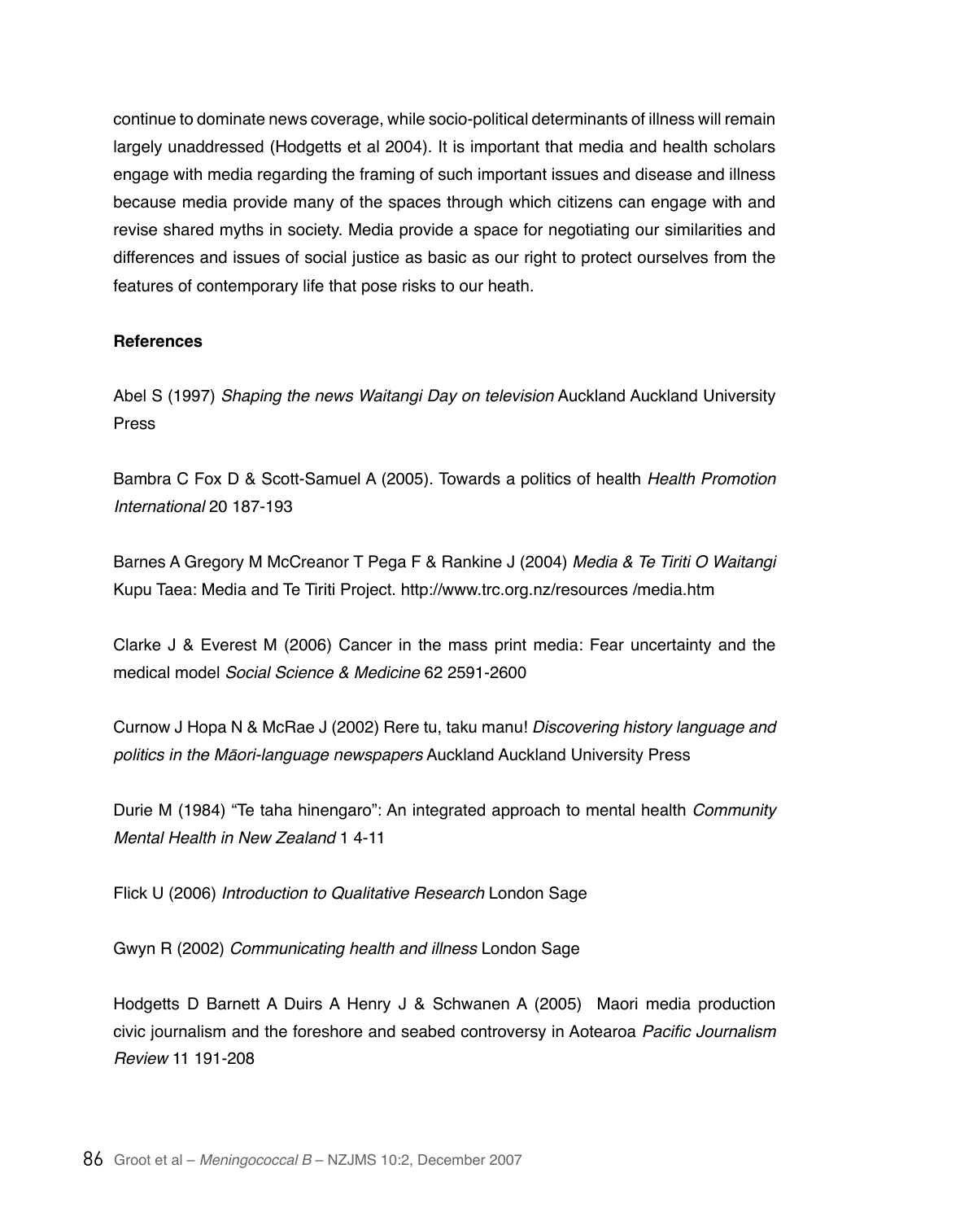continue to dominate news coverage, while socio-political determinants of illness will remain largely unaddressed (Hodgetts et al 2004). It is important that media and health scholars engage with media regarding the framing of such important issues and disease and illness because media provide many of the spaces through which citizens can engage with and revise shared myths in society. Media provide a space for negotiating our similarities and differences and issues of social justice as basic as our right to protect ourselves from the features of contemporary life that pose risks to our heath.

**References**

Abel S (1997) *Shaping the news Waitangi Day on television* Auckland Auckland University Press

Bambra C Fox D & Scott-Samuel A (2005). Towards a politics of health *Health Promotion International* 20 187-193

Barnes A Gregory M McCreanor T Pega F & Rankine J (2004) *Media & Te Tiriti O Waitangi* Kupu Taea: Media and Te Tiriti Project. http://www.trc.org.nz/resources /media.htm

Clarke J & Everest M (2006) Cancer in the mass print media: Fear uncertainty and the medical model *Social Science & Medicine* 62 2591-2600

Curnow J Hopa N & McRae J (2002) Rere tu, taku manu! *Discovering history language and politics in the Māori-language newspapers* Auckland Auckland University Press

Durie M (1984) "Te taha hinengaro": An integrated approach to mental health *Community Mental Health in New Zealand* 1 4-11

Flick U (2006) *Introduction to Qualitative Research* London Sage

Gwyn R (2002) *Communicating health and illness* London Sage

Hodgetts D Barnett A Duirs A Henry J & Schwanen A (2005) Maori media production civic journalism and the foreshore and seabed controversy in Aotearoa *Pacific Journalism Review* 11 191-208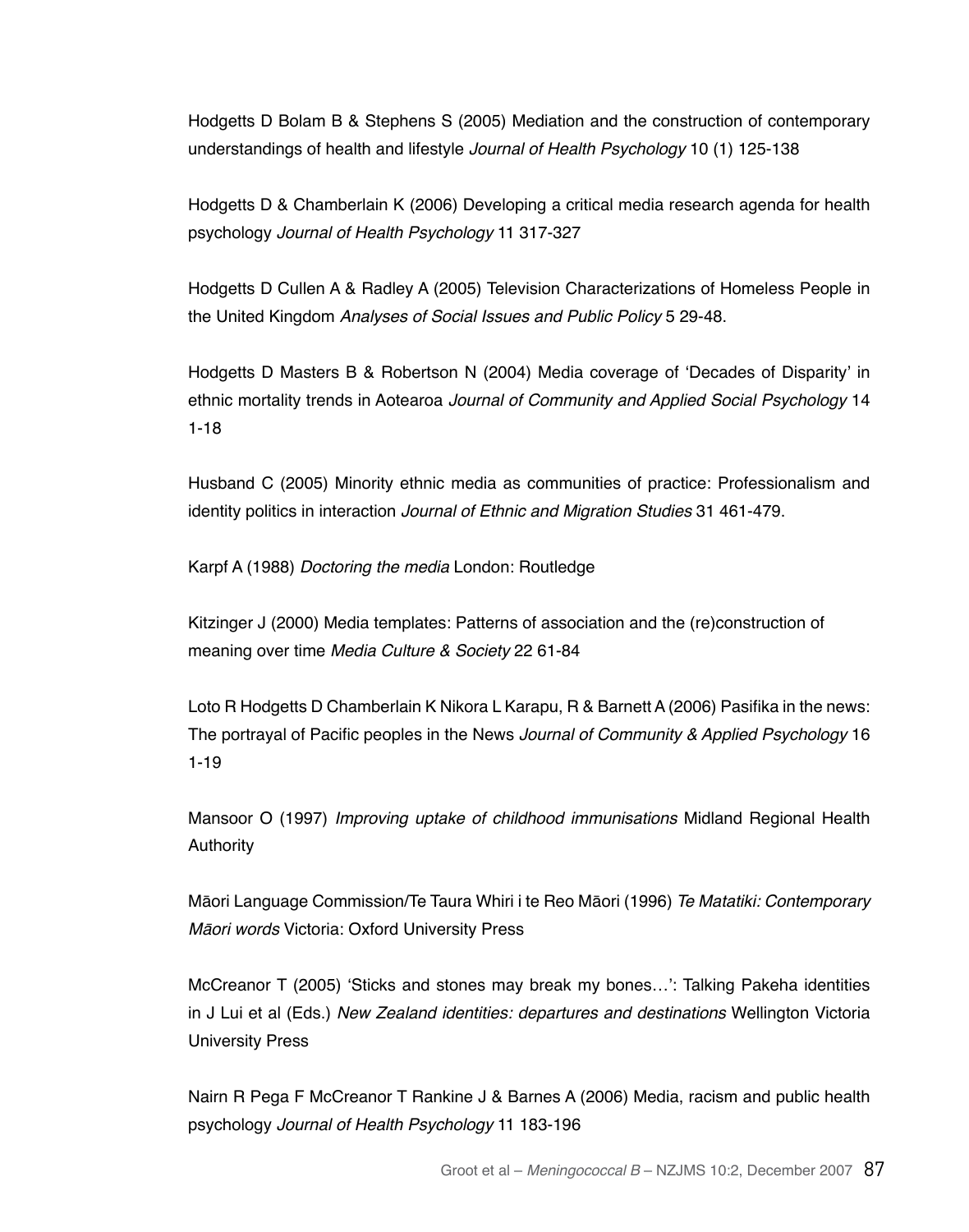Hodgetts D Bolam B & Stephens S (2005) Mediation and the construction of contemporary understandings of health and lifestyle *Journal of Health Psychology* 10 (1) 125-138

Hodgetts D & Chamberlain K (2006) Developing a critical media research agenda for health psychology *Journal of Health Psychology* 11 317-327

Hodgetts D Cullen A & Radley A (2005) Television Characterizations of Homeless People in the United Kingdom *Analyses of Social Issues and Public Policy* 5 29-48.

Hodgetts D Masters B & Robertson N (2004) Media coverage of 'Decades of Disparity' in ethnic mortality trends in Aotearoa *Journal of Community and Applied Social Psychology* 14 1-18

Husband C (2005) Minority ethnic media as communities of practice: Professionalism and identity politics in interaction *Journal of Ethnic and Migration Studies* 31 461-479.

Karpf A (1988) *Doctoring the media* London: Routledge

Kitzinger J (2000) Media templates: Patterns of association and the (re)construction of meaning over time *Media Culture & Society* 22 61-84

Loto R Hodgetts D Chamberlain K Nikora L Karapu, R & Barnett A (2006) Pasifika in the news: The portrayal of Pacific peoples in the News *Journal of Community & Applied Psychology* 16 1-19

Mansoor O (1997) *Improving uptake of childhood immunisations* Midland Regional Health Authority

Māori Language Commission/Te Taura Whiri i te Reo Māori (1996) *Te Matatiki: Contemporary Māori words* Victoria: Oxford University Press

McCreanor T (2005) 'Sticks and stones may break my bones…': Talking Pakeha identities in J Lui et al (Eds.) *New Zealand identities: departures and destinations* Wellington Victoria University Press

Nairn R Pega F McCreanor T Rankine J & Barnes A (2006) Media, racism and public health psychology *Journal of Health Psychology* 11 183-196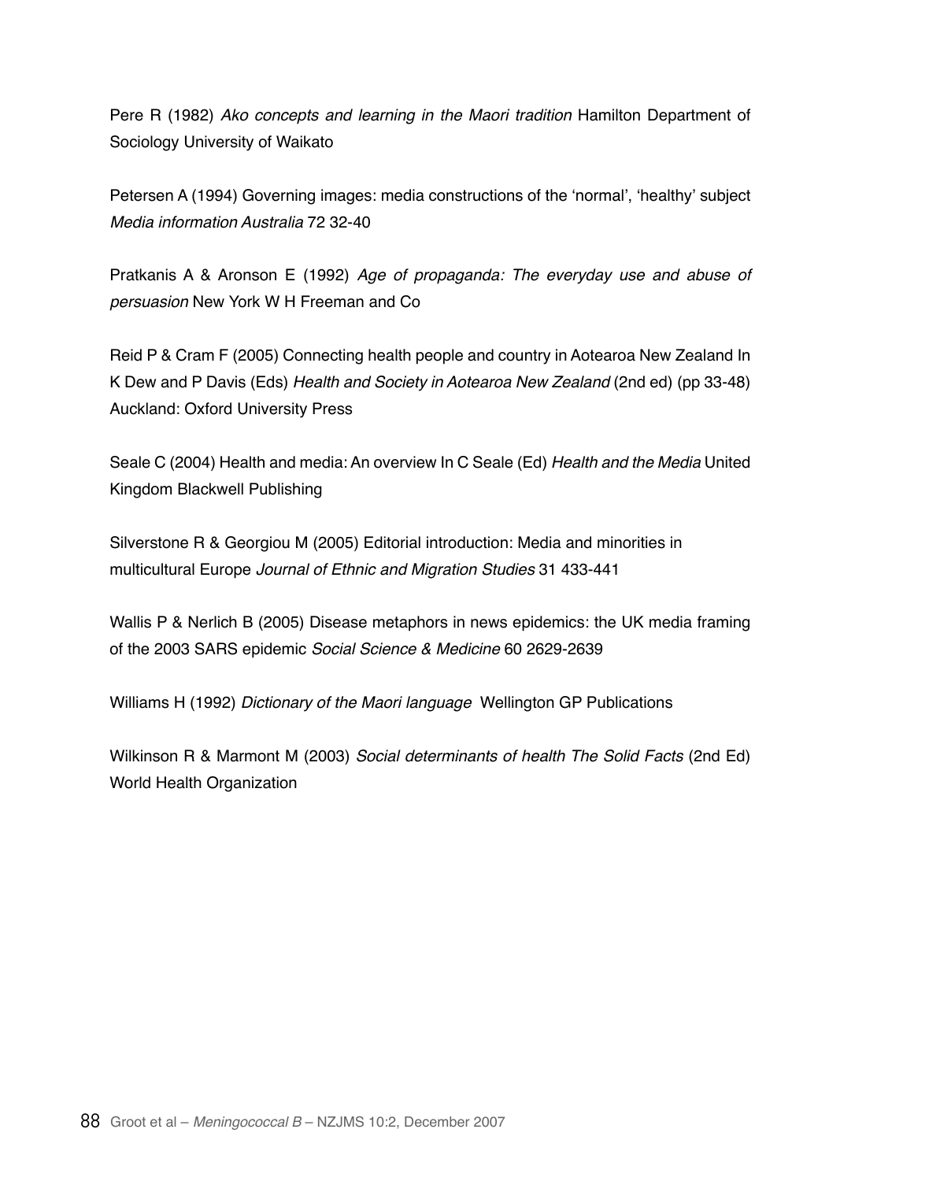Pere R (1982) *Ako concepts and learning in the Maori tradition* Hamilton Department of Sociology University of Waikato

Petersen A (1994) Governing images: media constructions of the 'normal', 'healthy' subject *Media information Australia* 72 32-40

Pratkanis A & Aronson E (1992) *Age of propaganda: The everyday use and abuse of persuasion* New York W H Freeman and Co

Reid P & Cram F (2005) Connecting health people and country in Aotearoa New Zealand In K Dew and P Davis (Eds) *Health and Society in Aotearoa New Zealand* (2nd ed) (pp 33-48) Auckland: Oxford University Press

Seale C (2004) Health and media: An overview In C Seale (Ed) *Health and the Media* United Kingdom Blackwell Publishing

Silverstone R & Georgiou M (2005) Editorial introduction: Media and minorities in multicultural Europe *Journal of Ethnic and Migration Studies* 31 433-441

Wallis P & Nerlich B (2005) Disease metaphors in news epidemics: the UK media framing of the 2003 SARS epidemic *Social Science & Medicine* 60 2629-2639

Williams H (1992) *Dictionary of the Maori language* Wellington GP Publications

Wilkinson R & Marmont M (2003) *Social determinants of health The Solid Facts* (2nd Ed) World Health Organization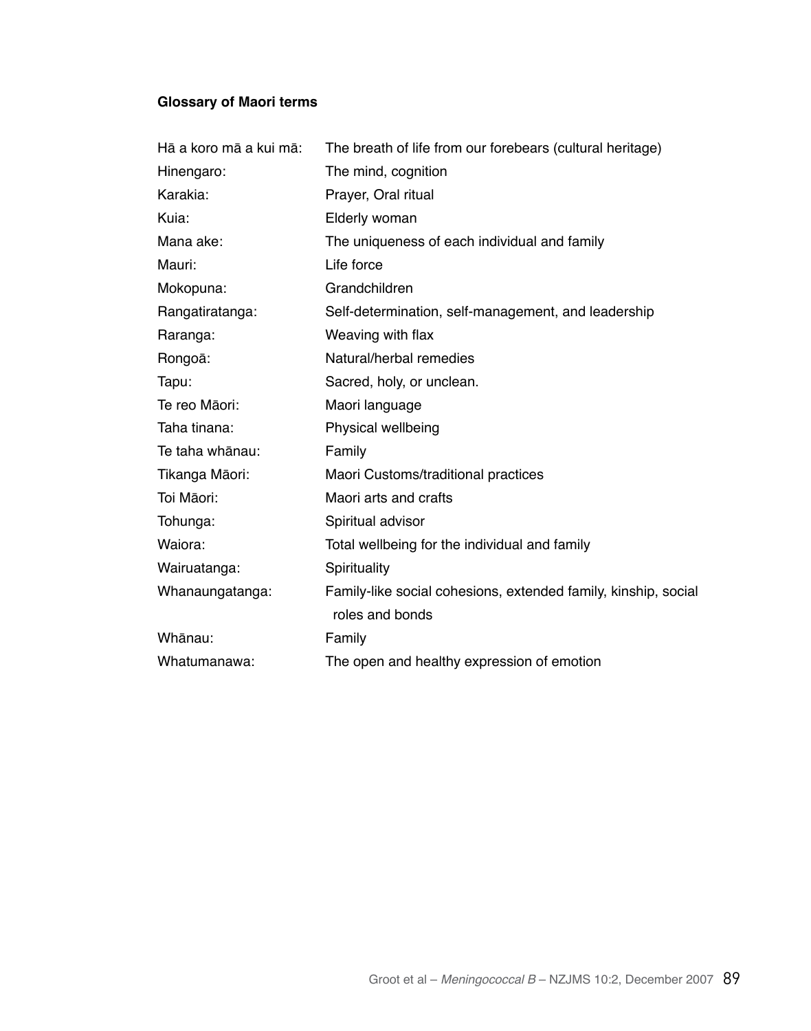**Glossary of Maori terms**

| | |
|---|---|
| Hā a koro mā a kui mā: | The breath of life from our forebears (cultural heritage) |
| Hinengaro: | The mind, cognition |
| Karakia: | Prayer, Oral ritual |
| Kuia: | Elderly woman |
| Mana ake: | The uniqueness of each individual and family |
| Mauri: | Life force |
| Mokopuna: | Grandchildren |
| Rangatiratanga: | Self-determination, self-management, and leadership |
| Raranga: | Weaving with flax |
| Rongoā: | Natural/herbal remedies |
| Tapu: | Sacred, holy, or unclean. |
| Te reo Māori: | Maori language |
| Taha tinana: | Physical wellbeing |
| Te taha whānau: | Family |
| Tikanga Māori: | Maori Customs/traditional practices |
| Toi Māori: | Maori arts and crafts |
| Tohunga: | Spiritual advisor |
| Waiora: | Total wellbeing for the individual and family |
| Wairuatanga: | Spirituality |
| Whanaungatanga: | Family-like social cohesions, extended family, kinship, social roles and bonds |
| Whānau: | Family |
| Whatumanawa: | The open and healthy expression of emotion |